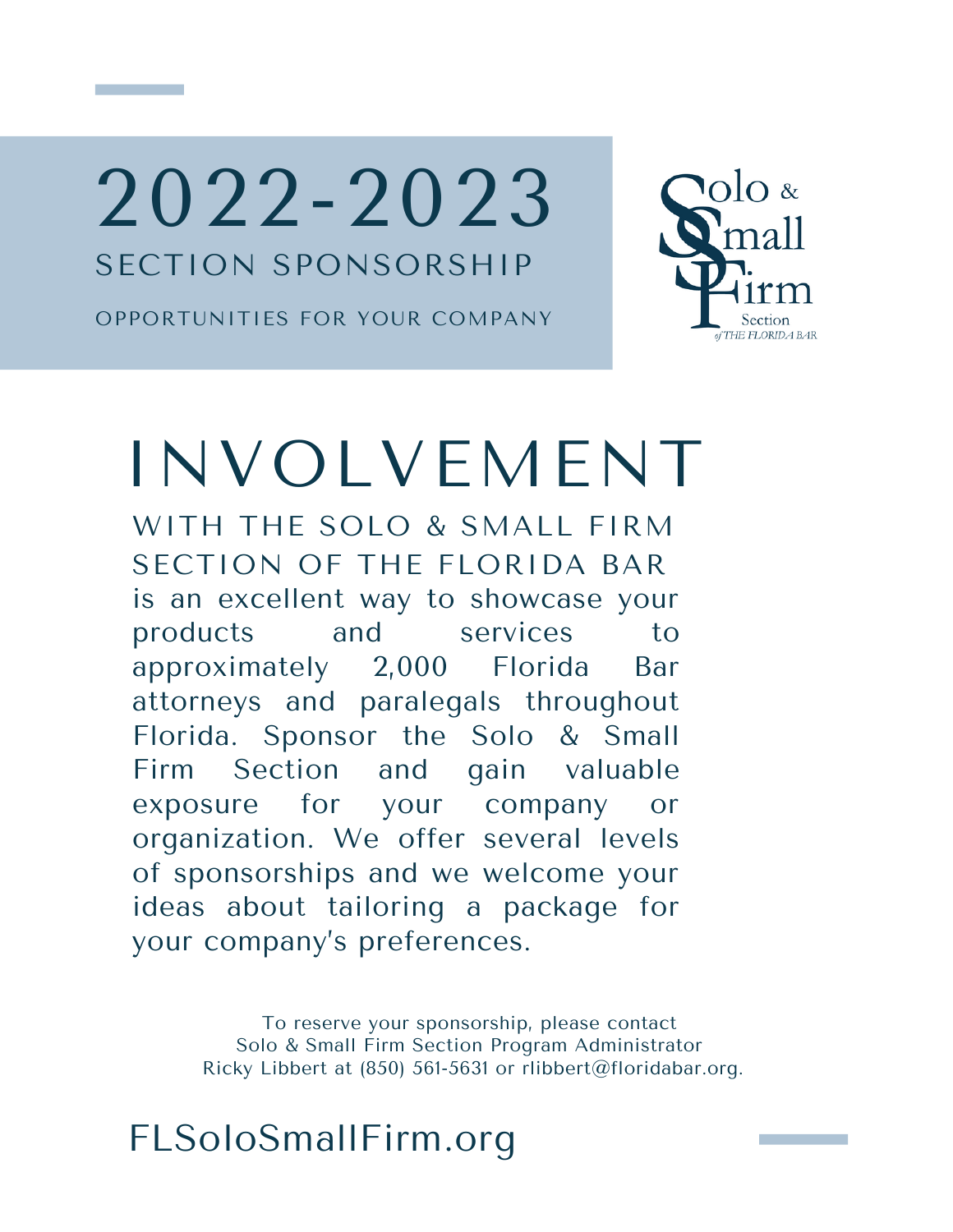# 2022-2023

## SECTION SPONSORSHIP

OPPORTUNITIES FOR YOUR COMPANY

Solo & Small Firm Section *of THE FLORIDA BAR*

# INVOLVEMENT

## WITH THE SOLO & SMALL FIRM SECTION OF THE FLORIDA BAR

is an excellent way to showcase your products and services to approximately 2,000 Florida Bar attorneys and paralegals throughout Florida. Sponsor the Solo & Small Firm Section and gain valuable exposure for your company or organization. We offer several levels of sponsorships and we welcome your ideas about tailoring a package for your company's preferences.

To reserve your sponsorship, please contact
Solo & Small Firm Section Program Administrator
Ricky Libbert at (850) 561-5631 or rlibbert@floridabar.org.

FLSoloSmallFirm.org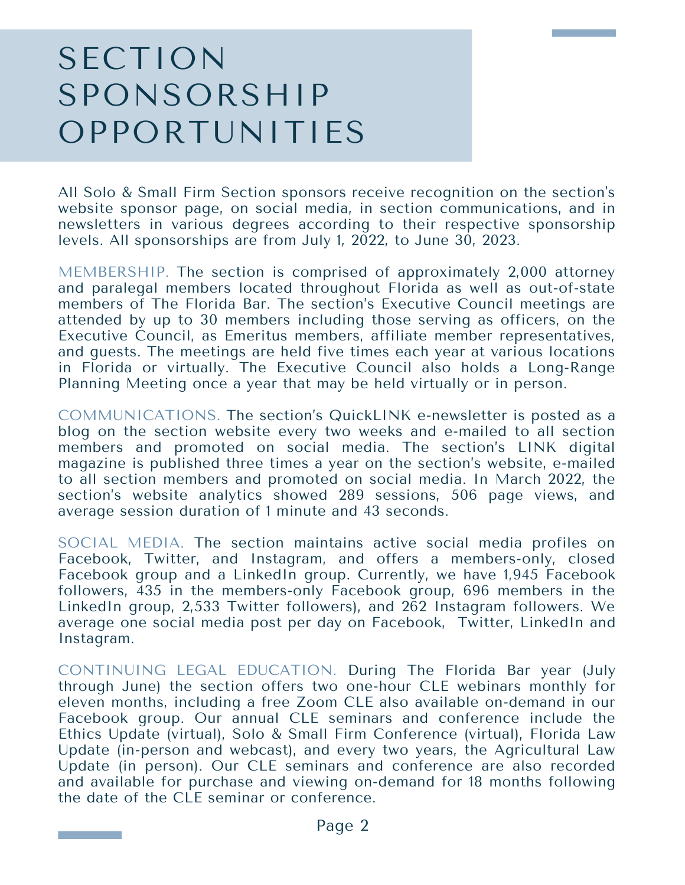# SECTION SPONSORSHIP OPPORTUNITIES

All Solo & Small Firm Section sponsors receive recognition on the section's website sponsor page, on social media, in section communications, and in newsletters in various degrees according to their respective sponsorship levels. All sponsorships are from July 1, 2022, to June 30, 2023.

MEMBERSHIP. The section is comprised of approximately 2,000 attorney and paralegal members located throughout Florida as well as out-of-state members of The Florida Bar. The section's Executive Council meetings are attended by up to 30 members including those serving as officers, on the Executive Council, as Emeritus members, affiliate member representatives, and guests. The meetings are held five times each year at various locations in Florida or virtually. The Executive Council also holds a Long-Range Planning Meeting once a year that may be held virtually or in person.

COMMUNICATIONS. The section's QuickLINK e-newsletter is posted as a blog on the section website every two weeks and e-mailed to all section members and promoted on social media. The section's LINK digital magazine is published three times a year on the section's website, e-mailed to all section members and promoted on social media. In March 2022, the section's website analytics showed 289 sessions, 506 page views, and average session duration of 1 minute and 43 seconds.

SOCIAL MEDIA. The section maintains active social media profiles on Facebook, Twitter, and Instagram, and offers a members-only, closed Facebook group and a LinkedIn group. Currently, we have 1,945 Facebook followers, 435 in the members-only Facebook group, 696 members in the LinkedIn group, 2,533 Twitter followers), and 262 Instagram followers. We average one social media post per day on Facebook, Twitter, LinkedIn and Instagram.

CONTINUING LEGAL EDUCATION. During The Florida Bar year (July through June) the section offers two one-hour CLE webinars monthly for eleven months, including a free Zoom CLE also available on-demand in our Facebook group. Our annual CLE seminars and conference include the Ethics Update (virtual), Solo & Small Firm Conference (virtual), Florida Law Update (in-person and webcast), and every two years, the Agricultural Law Update (in person). Our CLE seminars and conference are also recorded and available for purchase and viewing on-demand for 18 months following the date of the CLE seminar or conference.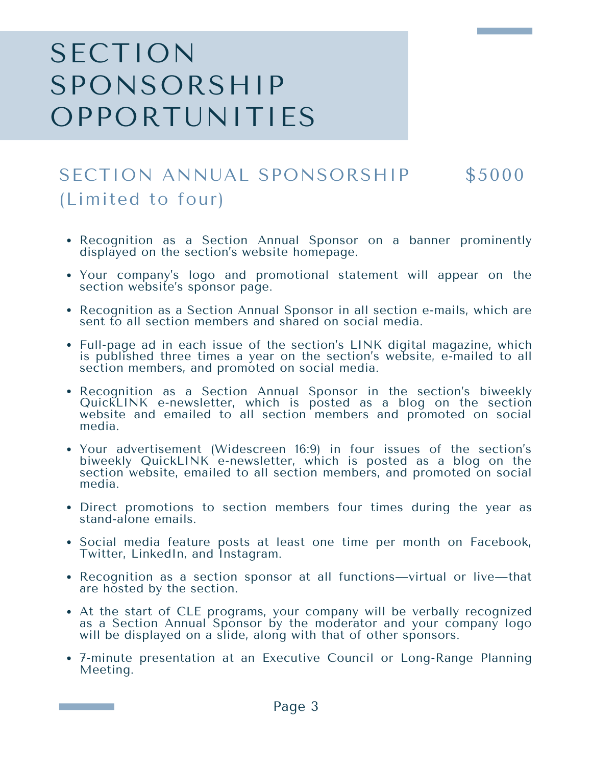# SECTION SPONSORSHIP OPPORTUNITIES

## SECTION ANNUAL SPONSORSHIP $5000 (Limited to four)

- Recognition as a Section Annual Sponsor on a banner prominently displayed on the section's website homepage.
- Your company's logo and promotional statement will appear on the section website's sponsor page.
- Recognition as a Section Annual Sponsor in all section e-mails, which are sent to all section members and shared on social media.
- Full-page ad in each issue of the section's LINK digital magazine, which is published three times a year on the section's website, e-mailed to all section members, and promoted on social media.
- Recognition as a Section Annual Sponsor in the section's biweekly QuickLINK e-newsletter, which is posted as a blog on the section website and emailed to all section members and promoted on social media.
- Your advertisement (Widescreen 16:9) in four issues of the section's biweekly QuickLINK e-newsletter, which is posted as a blog on the section website, emailed to all section members, and promoted on social media.
- Direct promotions to section members four times during the year as stand-alone emails.
- Social media feature posts at least one time per month on Facebook, Twitter, LinkedIn, and Instagram.
- Recognition as a section sponsor at all functions—virtual or live—that are hosted by the section.
- At the start of CLE programs, your company will be verbally recognized as a Section Annual Sponsor by the moderator and your company logo will be displayed on a slide, along with that of other sponsors.
- 7-minute presentation at an Executive Council or Long-Range Planning Meeting.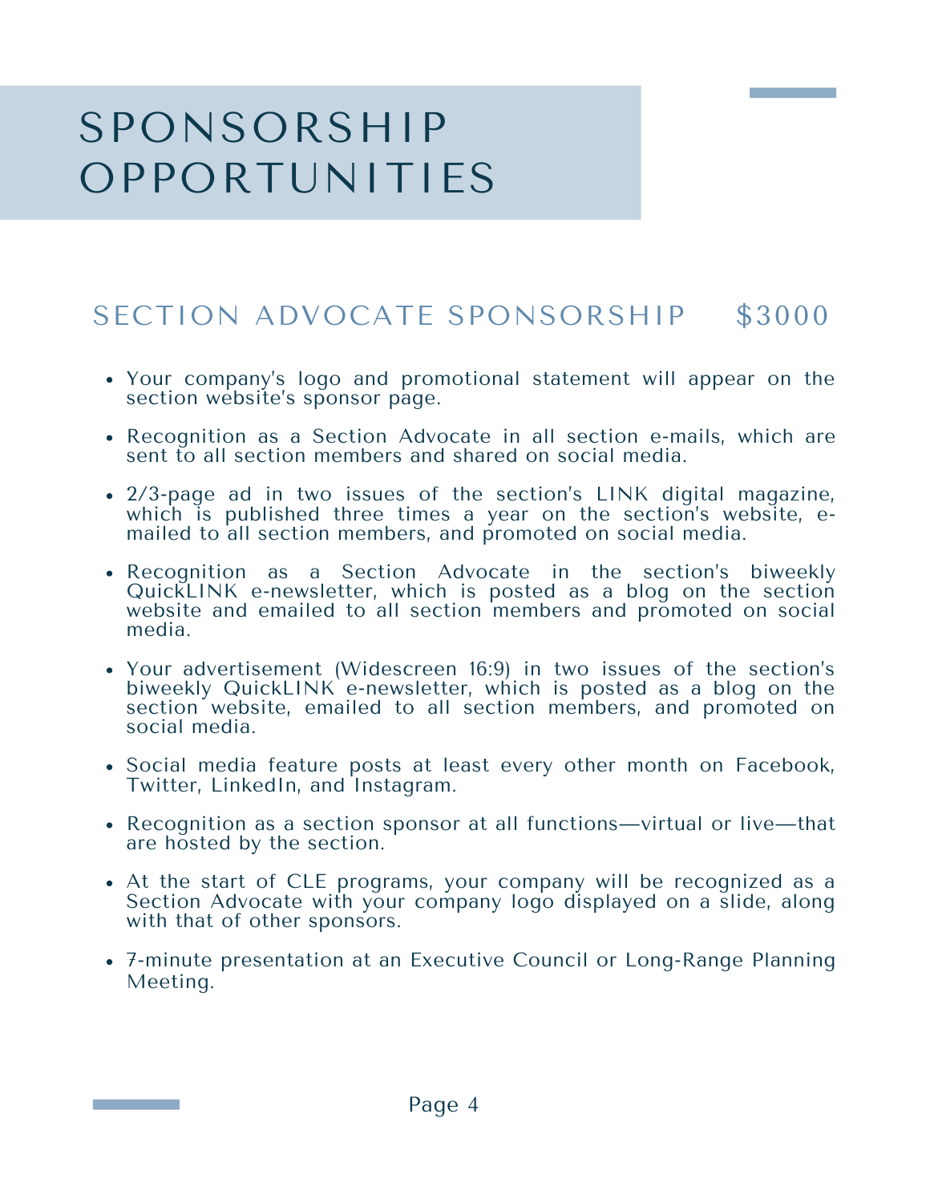# SPONSORSHIP OPPORTUNITIES

## SECTION ADVOCATE SPONSORSHIP $3000

- Your company's logo and promotional statement will appear on the section website's sponsor page.
- Recognition as a Section Advocate in all section e-mails, which are sent to all section members and shared on social media.
- 2/3-page ad in two issues of the section's LINK digital magazine, which is published three times a year on the section's website, e-mailed to all section members, and promoted on social media.
- Recognition as a Section Advocate in the section's biweekly QuickLINK e-newsletter, which is posted as a blog on the section website and emailed to all section members and promoted on social media.
- Your advertisement (Widescreen 16:9) in two issues of the section's biweekly QuickLINK e-newsletter, which is posted as a blog on the section website, emailed to all section members, and promoted on social media.
- Social media feature posts at least every other month on Facebook, Twitter, LinkedIn, and Instagram.
- Recognition as a section sponsor at all functions—virtual or live—that are hosted by the section.
- At the start of CLE programs, your company will be recognized as a Section Advocate with your company logo displayed on a slide, along with that of other sponsors.
- 7-minute presentation at an Executive Council or Long-Range Planning Meeting.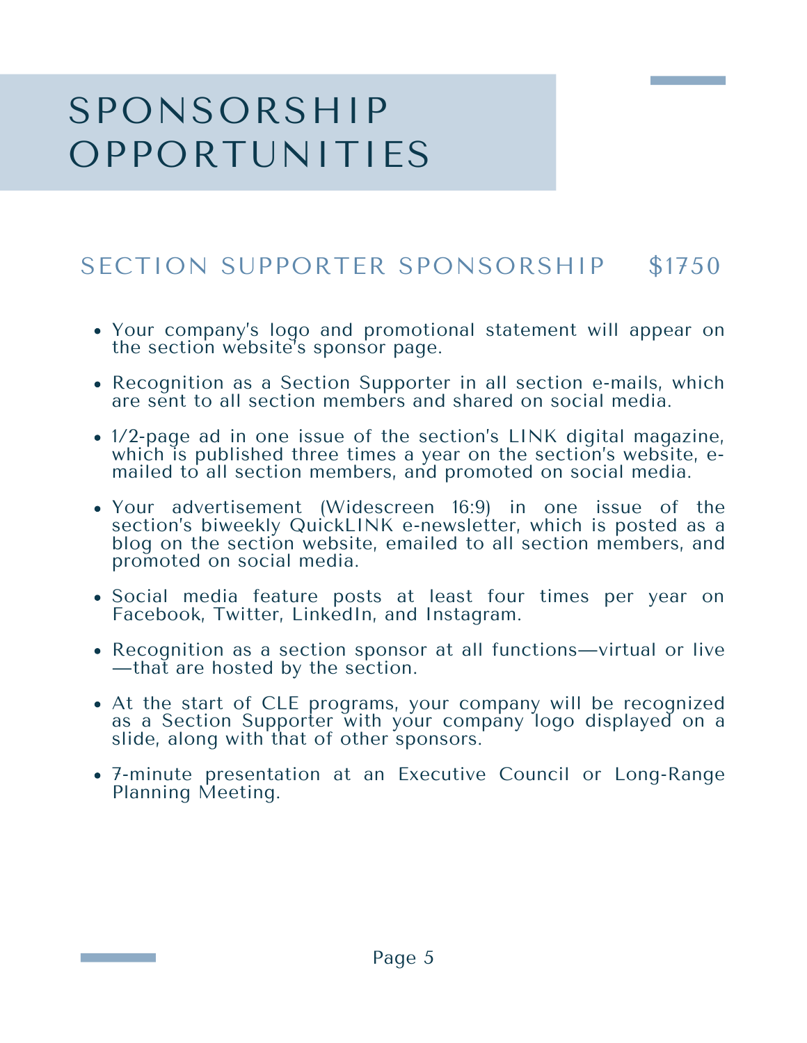# SPONSORSHIP OPPORTUNITIES

## SECTION SUPPORTER SPONSORSHIP $1750

- Your company's logo and promotional statement will appear on the section website's sponsor page.
- Recognition as a Section Supporter in all section e-mails, which are sent to all section members and shared on social media.
- 1/2-page ad in one issue of the section's LINK digital magazine, which is published three times a year on the section's website, e-mailed to all section members, and promoted on social media.
- Your advertisement (Widescreen 16:9) in one issue of the section's biweekly QuickLINK e-newsletter, which is posted as a blog on the section website, emailed to all section members, and promoted on social media.
- Social media feature posts at least four times per year on Facebook, Twitter, LinkedIn, and Instagram.
- Recognition as a section sponsor at all functions—virtual or live—that are hosted by the section.
- At the start of CLE programs, your company will be recognized as a Section Supporter with your company logo displayed on a slide, along with that of other sponsors.
- 7-minute presentation at an Executive Council or Long-Range Planning Meeting.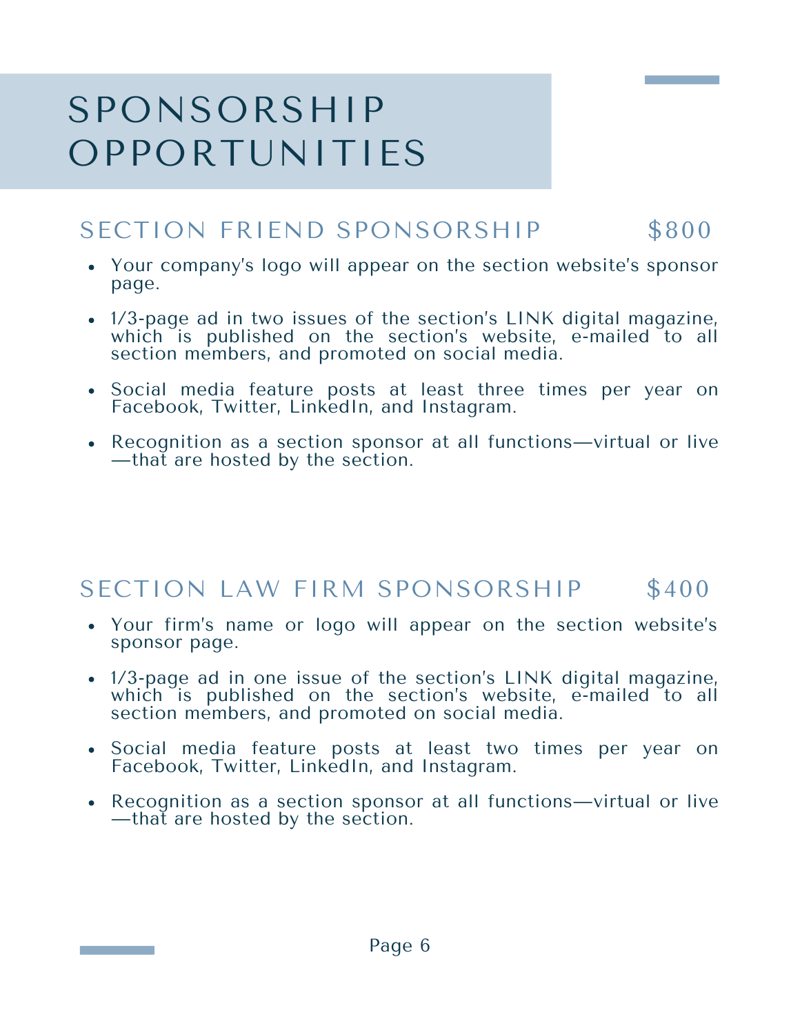# SPONSORSHIP OPPORTUNITIES

## SECTION FRIEND SPONSORSHIP $800

- Your company's logo will appear on the section website's sponsor page.
- 1/3-page ad in two issues of the section's LINK digital magazine, which is published on the section's website, e-mailed to all section members, and promoted on social media.
- Social media feature posts at least three times per year on Facebook, Twitter, LinkedIn, and Instagram.
- Recognition as a section sponsor at all functions—virtual or live—that are hosted by the section.

## SECTION LAW FIRM SPONSORSHIP $400

- Your firm's name or logo will appear on the section website's sponsor page.
- 1/3-page ad in one issue of the section's LINK digital magazine, which is published on the section's website, e-mailed to all section members, and promoted on social media.
- Social media feature posts at least two times per year on Facebook, Twitter, LinkedIn, and Instagram.
- Recognition as a section sponsor at all functions—virtual or live—that are hosted by the section.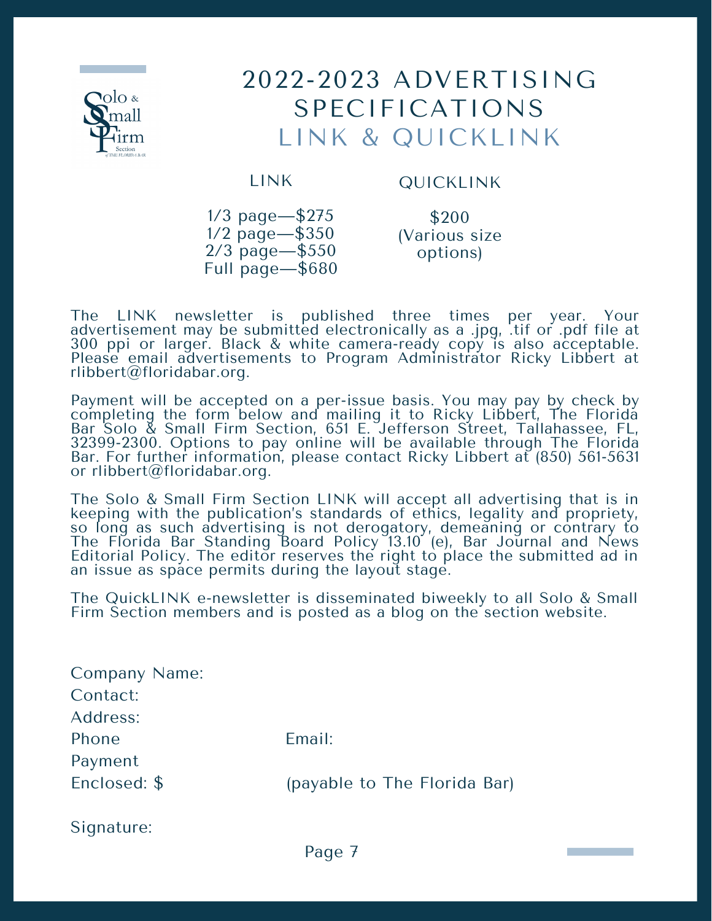# 2022-2023 ADVERTISING SPECIFICATIONS

## LINK & QUICKLINK

| LINK | QUICKLINK |
| --- | --- |
| 1/3 page—$275<br>1/2 page—$350<br>2/3 page—$550<br>Full page—$680 | $200<br>(Various size options) |

The LINK newsletter is published three times per year. Your advertisement may be submitted electronically as a .jpg, .tif or .pdf file at 300 ppi or larger. Black & white camera-ready copy is also acceptable. Please email advertisements to Program Administrator Ricky Libbert at rlibbert@floridabar.org.

Payment will be accepted on a per-issue basis. You may pay by check by completing the form below and mailing it to Ricky Libbert, The Florida Bar Solo & Small Firm Section, 651 E. Jefferson Street, Tallahassee, FL, 32399-2300. Options to pay online will be available through The Florida Bar. For further information, please contact Ricky Libbert at (850) 561-5631 or rlibbert@floridabar.org.

The Solo & Small Firm Section LINK will accept all advertising that is in keeping with the publication's standards of ethics, legality and propriety, so long as such advertising is not derogatory, demeaning or contrary to The Florida Bar Standing Board Policy 13.10 (e), Bar Journal and News Editorial Policy. The editor reserves the right to place the submitted ad in an issue as space permits during the layout stage.

The QuickLINK e-newsletter is disseminated biweekly to all Solo & Small Firm Section members and is posted as a blog on the section website.

Company Name:

Contact:

Address:

Phone Email:

Payment Enclosed: $ (payable to The Florida Bar)

Signature: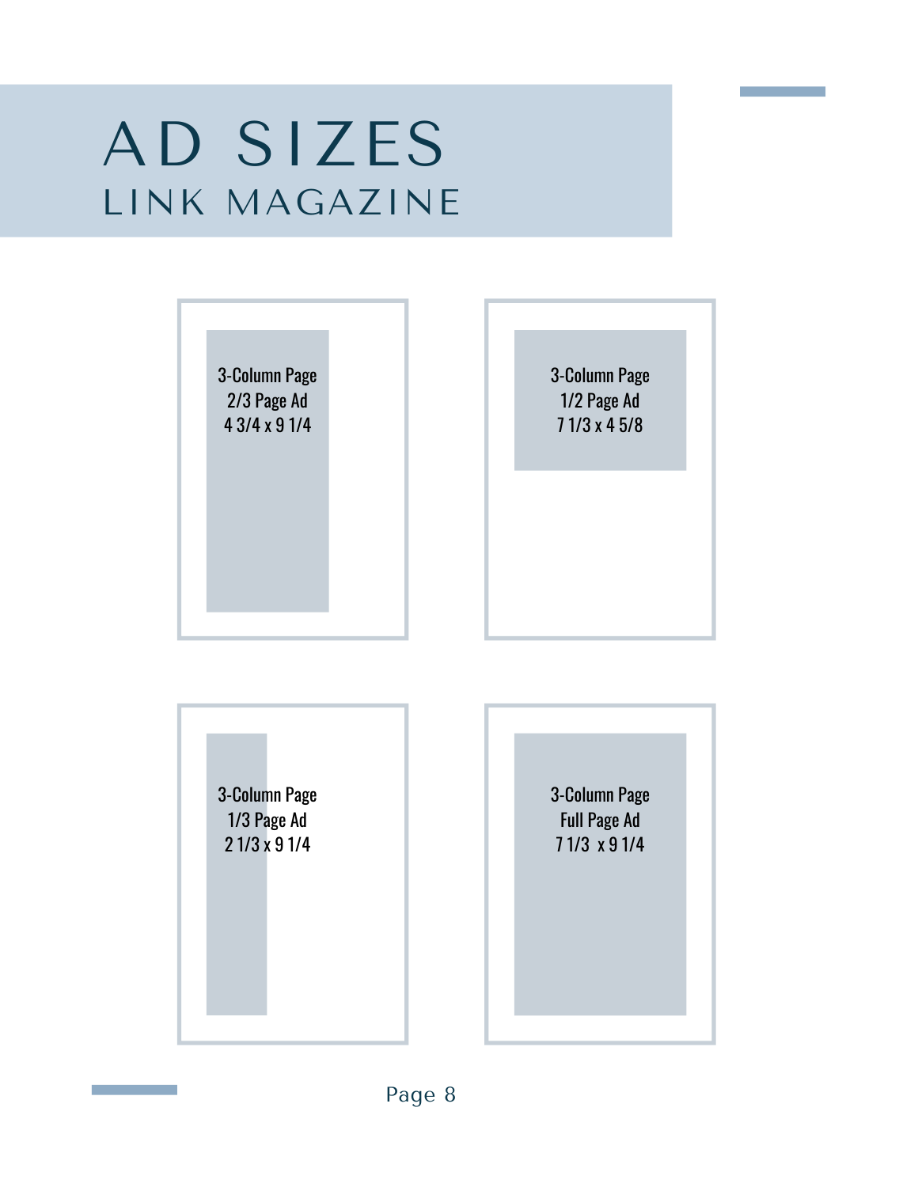# AD SIZES
## LINK MAGAZINE

3-Column Page
2/3 Page Ad
4 3/4 x 9 1/4

3-Column Page
1/2 Page Ad
7 1/3 x 4 5/8

3-Column Page
1/3 Page Ad
2 1/3 x 9 1/4

3-Column Page
Full Page Ad
7 1/3 x 9 1/4